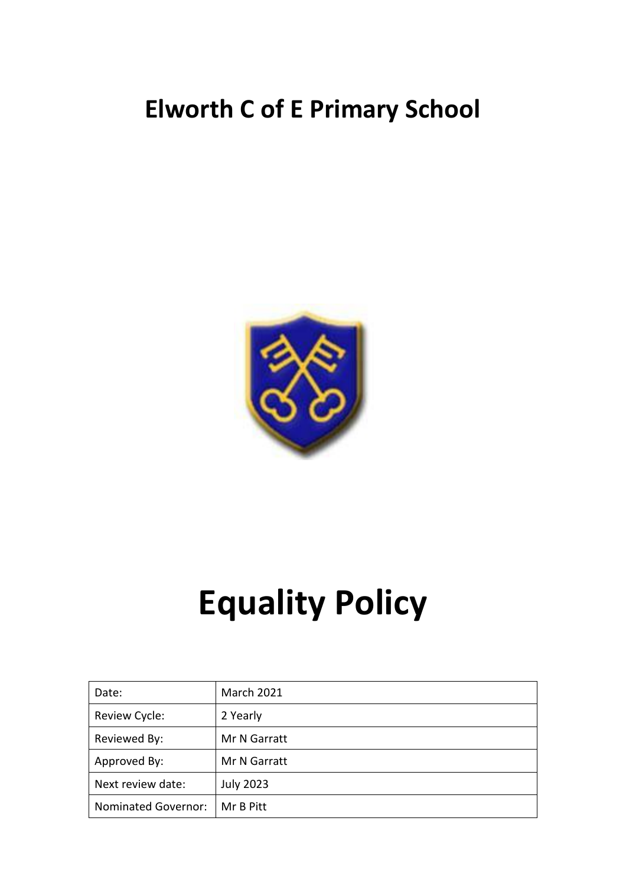# Elworth C of E Primary School

# Equality Policy

| Date: | March 2021 |
|---|---|
| Review Cycle: | 2 Yearly |
| Reviewed By: | Mr N Garratt |
| Approved By: | Mr N Garratt |
| Next review date: | July 2023 |
| Nominated Governor: | Mr B Pitt |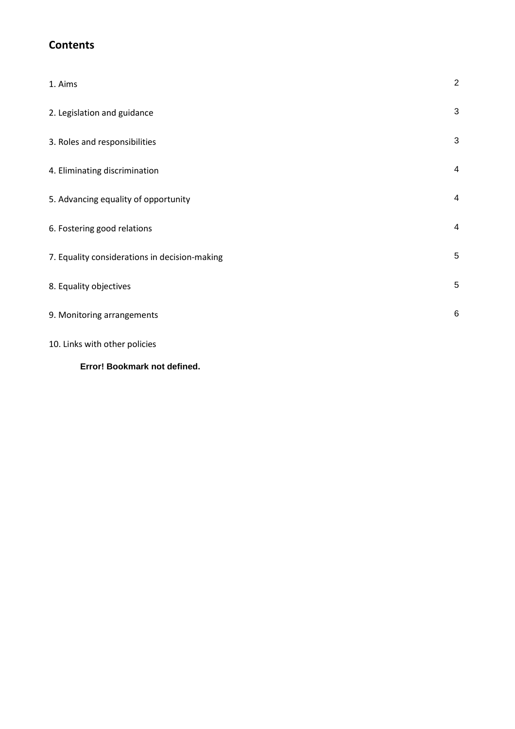## Contents

| | |
|---|---|
| 1. Aims | 2 |
| 2. Legislation and guidance | 3 |
| 3. Roles and responsibilities | 3 |
| 4. Eliminating discrimination | 4 |
| 5. Advancing equality of opportunity | 4 |
| 6. Fostering good relations | 4 |
| 7. Equality considerations in decision-making | 5 |
| 8. Equality objectives | 5 |
| 9. Monitoring arrangements | 6 |
| 10. Links with other policies | |

**Error! Bookmark not defined.**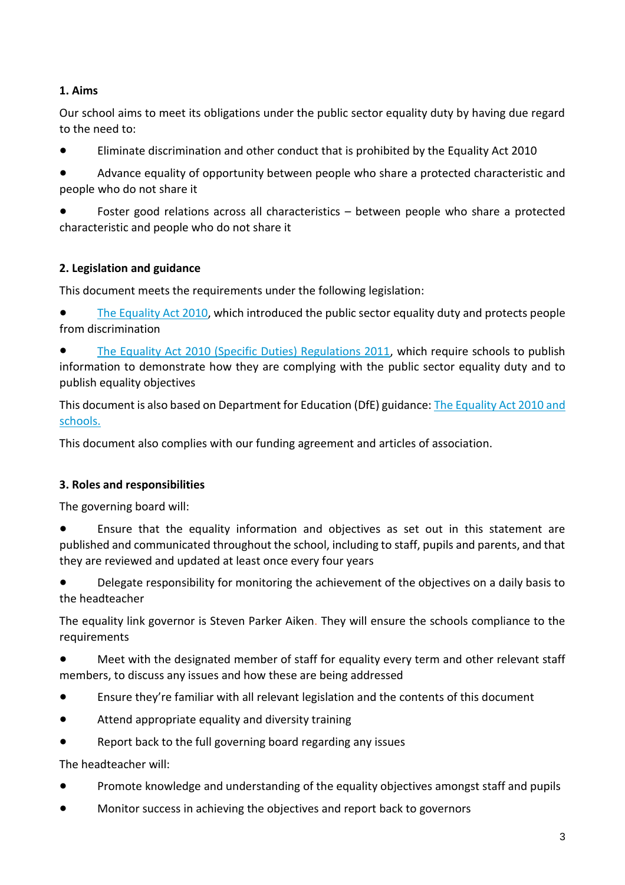## 1. Aims

Our school aims to meet its obligations under the public sector equality duty by having due regard to the need to:

- Eliminate discrimination and other conduct that is prohibited by the Equality Act 2010
- Advance equality of opportunity between people who share a protected characteristic and people who do not share it
- Foster good relations across all characteristics – between people who share a protected characteristic and people who do not share it

## 2. Legislation and guidance

This document meets the requirements under the following legislation:

- The Equality Act 2010, which introduced the public sector equality duty and protects people from discrimination
- The Equality Act 2010 (Specific Duties) Regulations 2011, which require schools to publish information to demonstrate how they are complying with the public sector equality duty and to publish equality objectives

This document is also based on Department for Education (DfE) guidance: The Equality Act 2010 and schools.

This document also complies with our funding agreement and articles of association.

## 3. Roles and responsibilities

The governing board will:

- Ensure that the equality information and objectives as set out in this statement are published and communicated throughout the school, including to staff, pupils and parents, and that they are reviewed and updated at least once every four years
- Delegate responsibility for monitoring the achievement of the objectives on a daily basis to the headteacher

The equality link governor is Steven Parker Aiken. They will ensure the schools compliance to the requirements

- Meet with the designated member of staff for equality every term and other relevant staff members, to discuss any issues and how these are being addressed
- Ensure they're familiar with all relevant legislation and the contents of this document
- Attend appropriate equality and diversity training
- Report back to the full governing board regarding any issues

The headteacher will:

- Promote knowledge and understanding of the equality objectives amongst staff and pupils
- Monitor success in achieving the objectives and report back to governors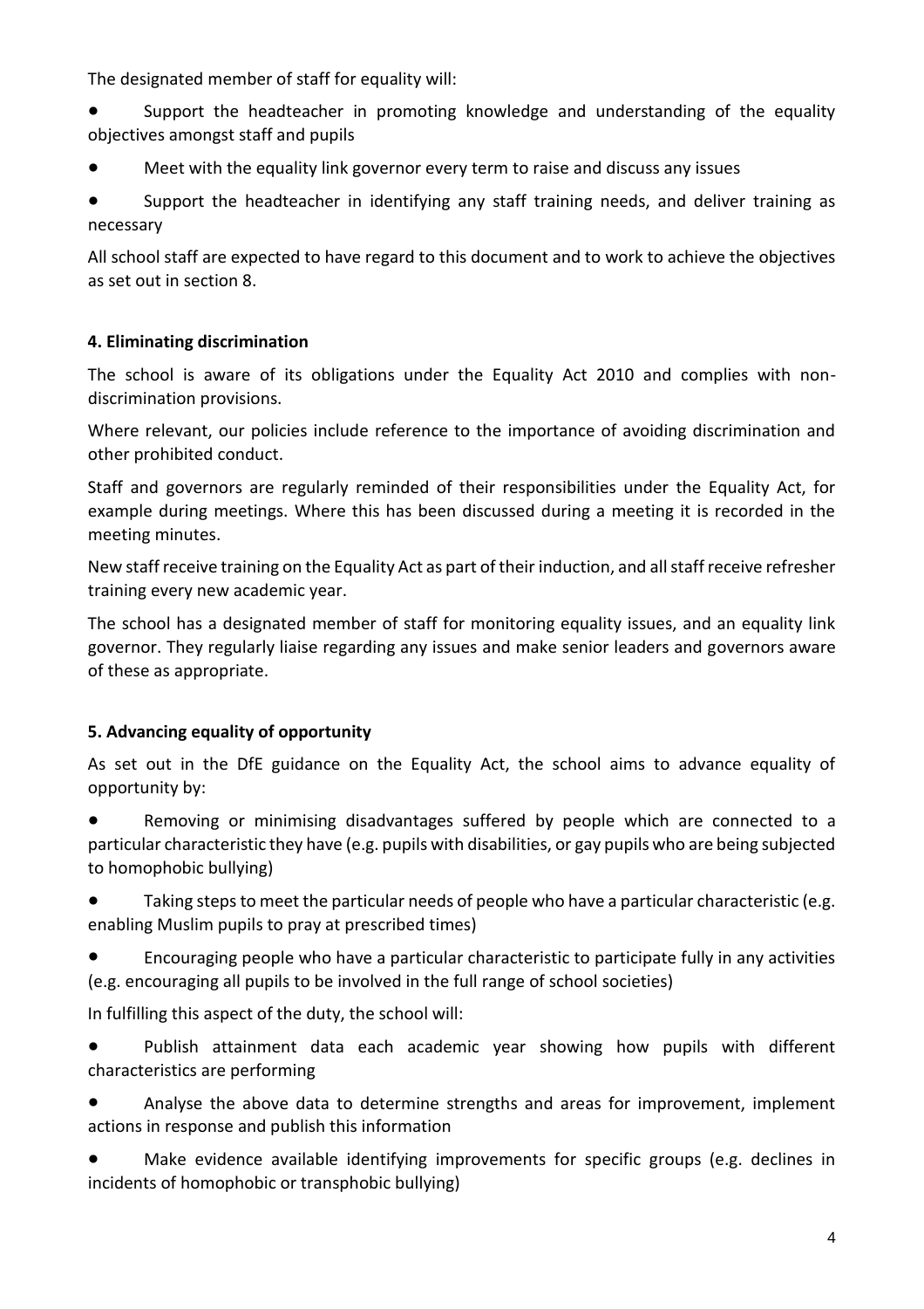The designated member of staff for equality will:

- Support the headteacher in promoting knowledge and understanding of the equality objectives amongst staff and pupils
- Meet with the equality link governor every term to raise and discuss any issues
- Support the headteacher in identifying any staff training needs, and deliver training as necessary

All school staff are expected to have regard to this document and to work to achieve the objectives as set out in section 8.

## 4. Eliminating discrimination

The school is aware of its obligations under the Equality Act 2010 and complies with non-discrimination provisions.

Where relevant, our policies include reference to the importance of avoiding discrimination and other prohibited conduct.

Staff and governors are regularly reminded of their responsibilities under the Equality Act, for example during meetings. Where this has been discussed during a meeting it is recorded in the meeting minutes.

New staff receive training on the Equality Act as part of their induction, and all staff receive refresher training every new academic year.

The school has a designated member of staff for monitoring equality issues, and an equality link governor. They regularly liaise regarding any issues and make senior leaders and governors aware of these as appropriate.

## 5. Advancing equality of opportunity

As set out in the DfE guidance on the Equality Act, the school aims to advance equality of opportunity by:

- Removing or minimising disadvantages suffered by people which are connected to a particular characteristic they have (e.g. pupils with disabilities, or gay pupils who are being subjected to homophobic bullying)
- Taking steps to meet the particular needs of people who have a particular characteristic (e.g. enabling Muslim pupils to pray at prescribed times)
- Encouraging people who have a particular characteristic to participate fully in any activities (e.g. encouraging all pupils to be involved in the full range of school societies)

In fulfilling this aspect of the duty, the school will:

- Publish attainment data each academic year showing how pupils with different characteristics are performing
- Analyse the above data to determine strengths and areas for improvement, implement actions in response and publish this information
- Make evidence available identifying improvements for specific groups (e.g. declines in incidents of homophobic or transphobic bullying)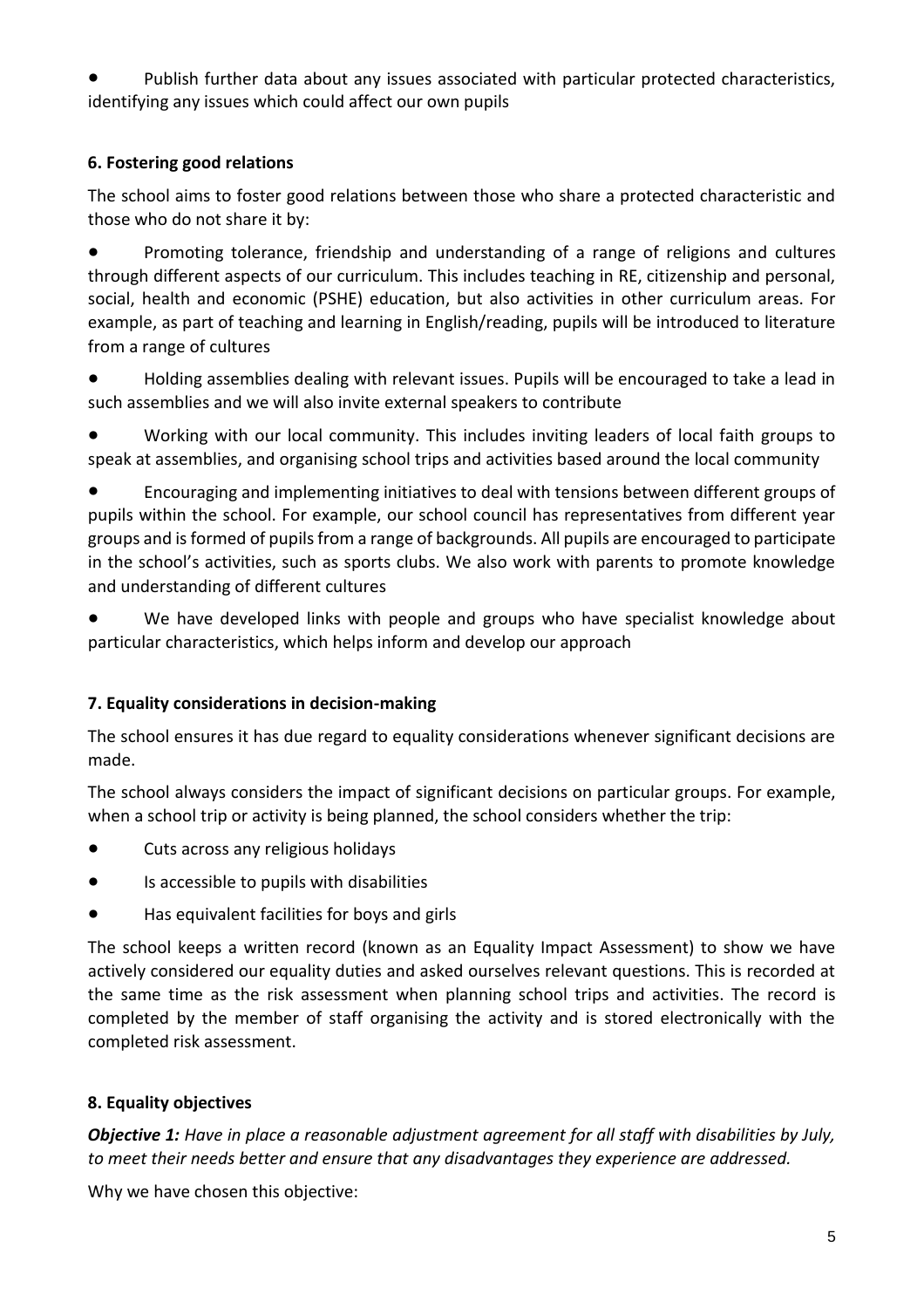- Publish further data about any issues associated with particular protected characteristics, identifying any issues which could affect our own pupils

## 6. Fostering good relations

The school aims to foster good relations between those who share a protected characteristic and those who do not share it by:

- Promoting tolerance, friendship and understanding of a range of religions and cultures through different aspects of our curriculum. This includes teaching in RE, citizenship and personal, social, health and economic (PSHE) education, but also activities in other curriculum areas. For example, as part of teaching and learning in English/reading, pupils will be introduced to literature from a range of cultures
- Holding assemblies dealing with relevant issues. Pupils will be encouraged to take a lead in such assemblies and we will also invite external speakers to contribute
- Working with our local community. This includes inviting leaders of local faith groups to speak at assemblies, and organising school trips and activities based around the local community
- Encouraging and implementing initiatives to deal with tensions between different groups of pupils within the school. For example, our school council has representatives from different year groups and is formed of pupils from a range of backgrounds. All pupils are encouraged to participate in the school's activities, such as sports clubs. We also work with parents to promote knowledge and understanding of different cultures
- We have developed links with people and groups who have specialist knowledge about particular characteristics, which helps inform and develop our approach

## 7. Equality considerations in decision-making

The school ensures it has due regard to equality considerations whenever significant decisions are made.

The school always considers the impact of significant decisions on particular groups. For example, when a school trip or activity is being planned, the school considers whether the trip:

- Cuts across any religious holidays
- Is accessible to pupils with disabilities
- Has equivalent facilities for boys and girls

The school keeps a written record (known as an Equality Impact Assessment) to show we have actively considered our equality duties and asked ourselves relevant questions. This is recorded at the same time as the risk assessment when planning school trips and activities. The record is completed by the member of staff organising the activity and is stored electronically with the completed risk assessment.

## 8. Equality objectives

***Objective 1:*** *Have in place a reasonable adjustment agreement for all staff with disabilities by July, to meet their needs better and ensure that any disadvantages they experience are addressed.*

Why we have chosen this objective: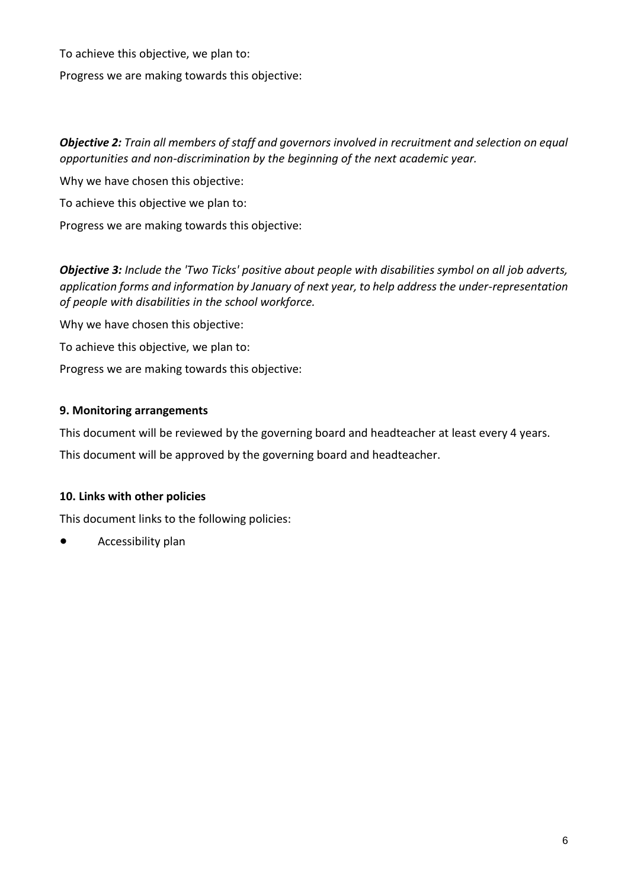To achieve this objective, we plan to:

Progress we are making towards this objective:

***Objective 2:*** *Train all members of staff and governors involved in recruitment and selection on equal opportunities and non-discrimination by the beginning of the next academic year.*

Why we have chosen this objective:

To achieve this objective we plan to:

Progress we are making towards this objective:

***Objective 3:*** *Include the 'Two Ticks' positive about people with disabilities symbol on all job adverts, application forms and information by January of next year, to help address the under-representation of people with disabilities in the school workforce.*

Why we have chosen this objective:

To achieve this objective, we plan to:

Progress we are making towards this objective:

**9. Monitoring arrangements**

This document will be reviewed by the governing board and headteacher at least every 4 years.

This document will be approved by the governing board and headteacher.

**10. Links with other policies**

This document links to the following policies:

- Accessibility plan